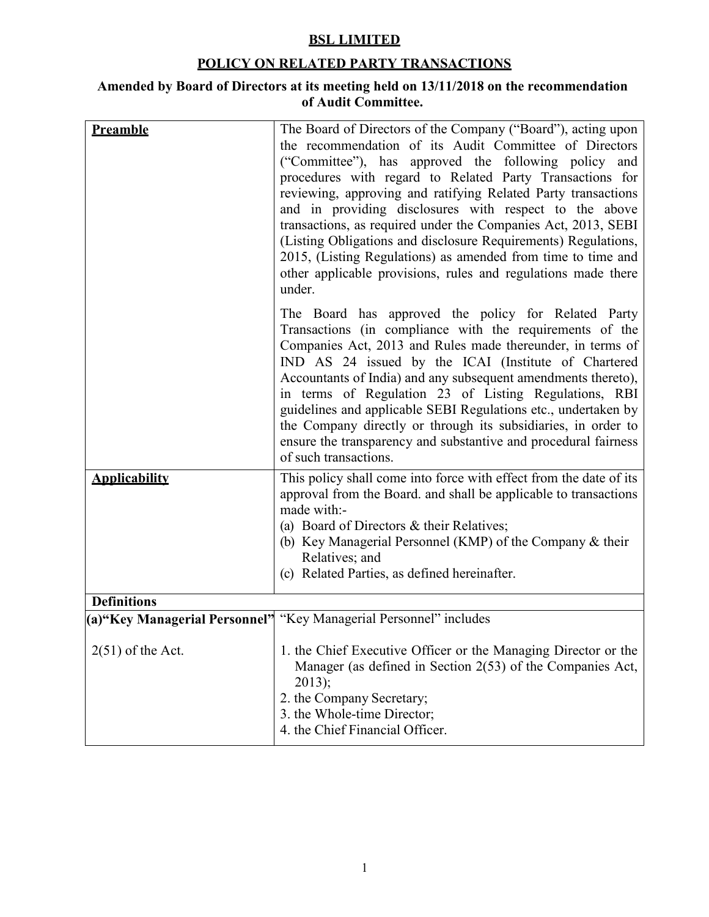# BSL LIMITED

## POLICY ON RELATED PARTY TRANSACTIONS

### Amended by Board of Directors at its meeting held on 13/11/2018 on the recommendation of Audit Committee.

| | |
|---|---|
| **Preamble** | The Board of Directors of the Company ("Board"), acting upon the recommendation of its Audit Committee of Directors ("Committee"), has approved the following policy and procedures with regard to Related Party Transactions for reviewing, approving and ratifying Related Party transactions and in providing disclosures with respect to the above transactions, as required under the Companies Act, 2013, SEBI (Listing Obligations and disclosure Requirements) Regulations, 2015, (Listing Regulations) as amended from time to time and other applicable provisions, rules and regulations made there under.<br><br>The Board has approved the policy for Related Party Transactions (in compliance with the requirements of the Companies Act, 2013 and Rules made thereunder, in terms of IND AS 24 issued by the ICAI (Institute of Chartered Accountants of India) and any subsequent amendments thereto), in terms of Regulation 23 of Listing Regulations, RBI guidelines and applicable SEBI Regulations etc., undertaken by the Company directly or through its subsidiaries, in order to ensure the transparency and substantive and procedural fairness of such transactions. |
| **Applicability** | This policy shall come into force with effect from the date of its approval from the Board. and shall be applicable to transactions made with:-<br>(a) Board of Directors & their Relatives;<br>(b) Key Managerial Personnel (KMP) of the Company & their Relatives; and<br>(c) Related Parties, as defined hereinafter. |
| **Definitions** | |
| **(a)"Key Managerial Personnel"**<br><br>2(51) of the Act. | "Key Managerial Personnel" includes<br><br>1. the Chief Executive Officer or the Managing Director or the Manager (as defined in Section 2(53) of the Companies Act, 2013);<br>2. the Company Secretary;<br>3. the Whole-time Director;<br>4. the Chief Financial Officer. |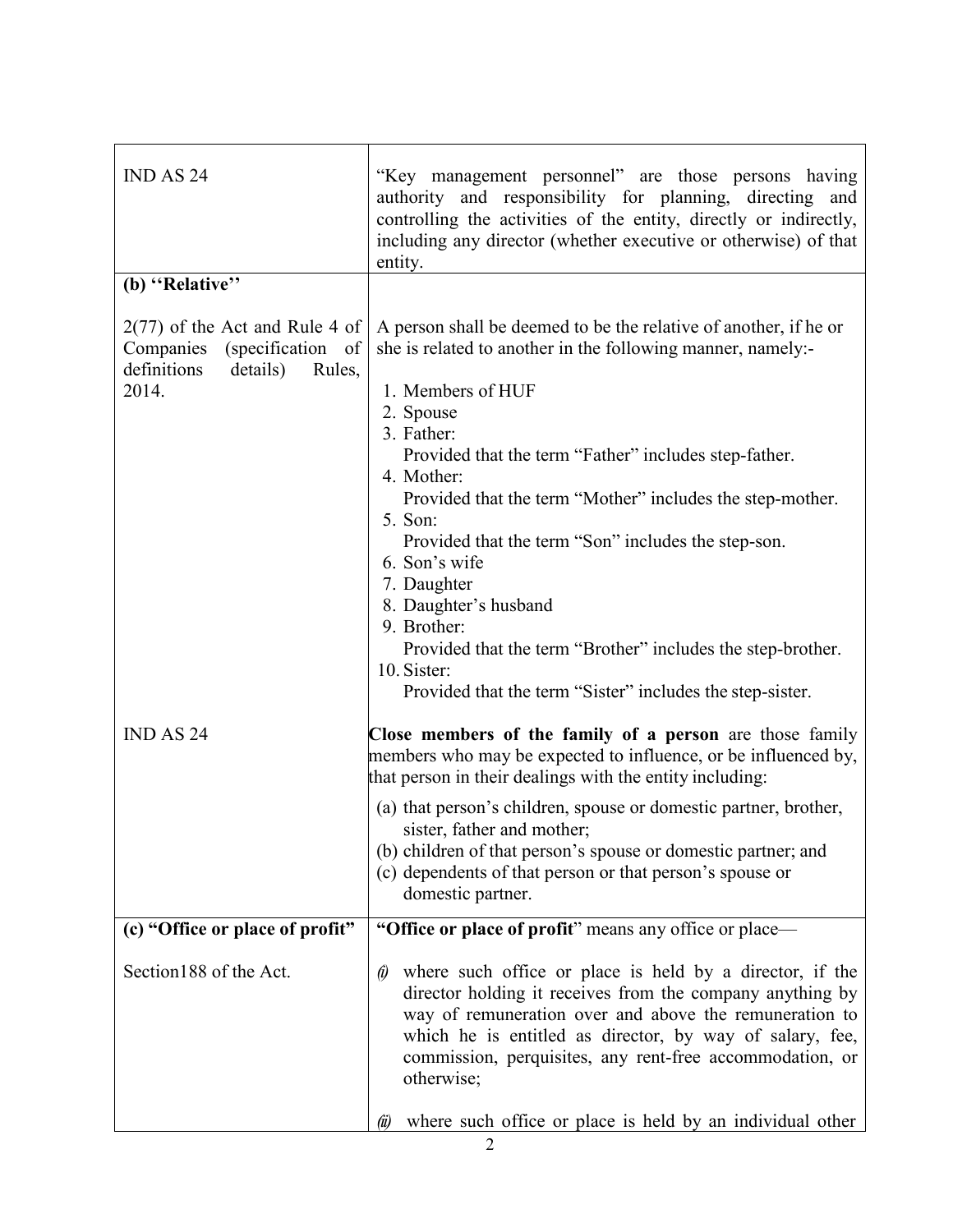| | |
|---|---|
| IND AS 24 | "Key management personnel" are those persons having authority and responsibility for planning, directing and controlling the activities of the entity, directly or indirectly, including any director (whether executive or otherwise) of that entity. |
| **(b) ''Relative''** <br><br> 2(77) of the Act and Rule 4 of Companies (specification of definitions details) Rules, 2014. <br><br><br><br><br><br><br><br><br><br><br><br><br><br><br><br> IND AS 24 | A person shall be deemed to be the relative of another, if he or she is related to another in the following manner, namely:- <br><br> 1. Members of HUF <br> 2. Spouse <br> 3. Father: <br> Provided that the term "Father" includes step-father. <br> 4. Mother: <br> Provided that the term "Mother" includes the step-mother. <br> 5. Son: <br> Provided that the term "Son" includes the step-son. <br> 6. Son's wife <br> 7. Daughter <br> 8. Daughter's husband <br> 9. Brother: <br> Provided that the term "Brother" includes the step-brother. <br> 10. Sister: <br> Provided that the term "Sister" includes the step-sister. <br><br> **Close members of the family of a person** are those family members who may be expected to influence, or be influenced by, that person in their dealings with the entity including: <br><br> (a) that person's children, spouse or domestic partner, brother, sister, father and mother; <br> (b) children of that person's spouse or domestic partner; and <br> (c) dependents of that person or that person's spouse or domestic partner. |
| **(c) "Office or place of profit"** <br><br> Section188 of the Act. | **"Office or place of profit**" means any office or place— <br><br> *(i)* where such office or place is held by a director, if the director holding it receives from the company anything by way of remuneration over and above the remuneration to which he is entitled as director, by way of salary, fee, commission, perquisites, any rent-free accommodation, or otherwise; <br><br> *(ii)* where such office or place is held by an individual other |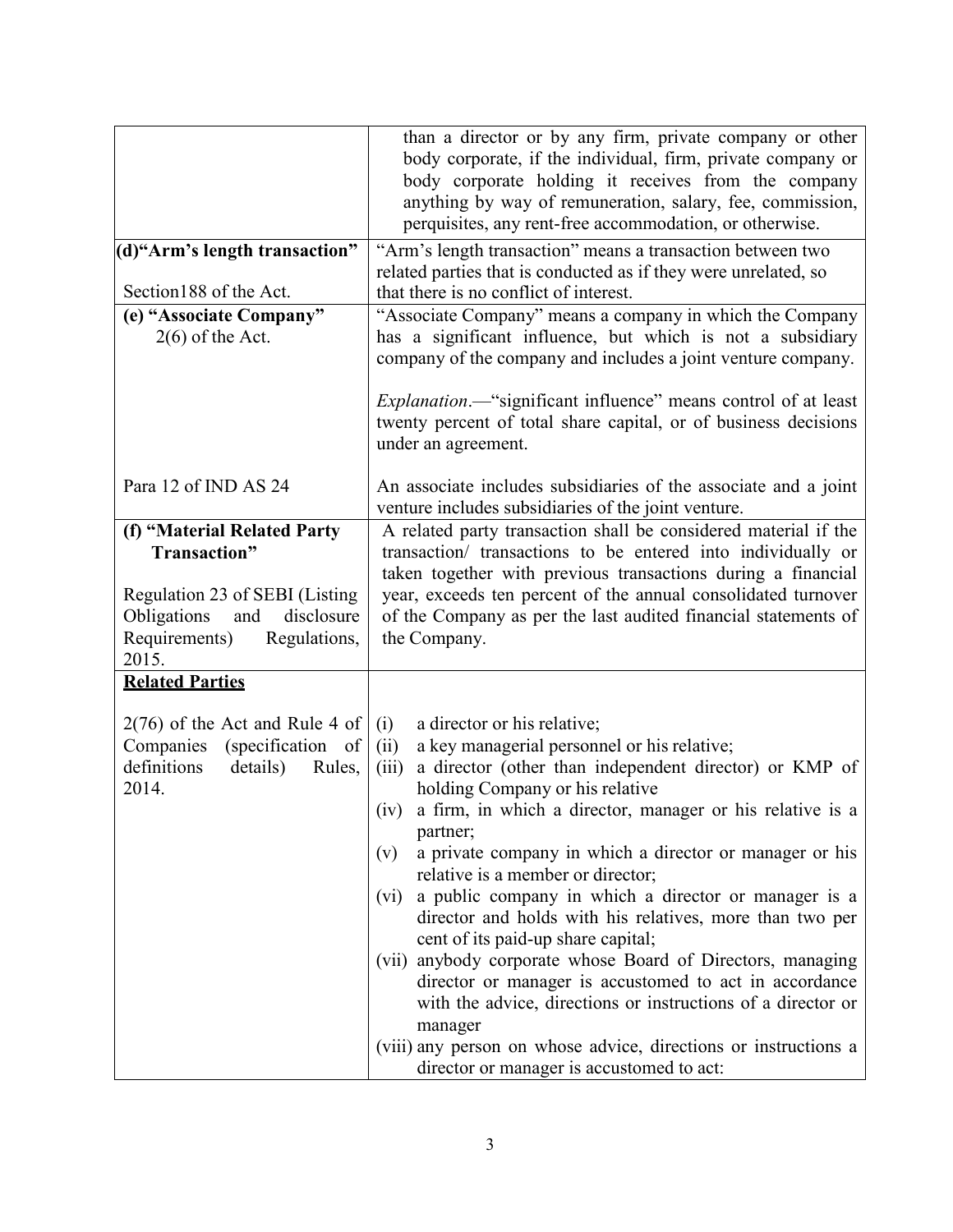| | |
|---|---|
| | than a director or by any firm, private company or other body corporate, if the individual, firm, private company or body corporate holding it receives from the company anything by way of remuneration, salary, fee, commission, perquisites, any rent-free accommodation, or otherwise. |
| **(d)"Arm's length transaction"**<br><br>Section188 of the Act. | "Arm's length transaction" means a transaction between two related parties that is conducted as if they were unrelated, so that there is no conflict of interest. |
| **(e) "Associate Company"**<br>2(6) of the Act.<br><br><br><br><br><br>Para 12 of IND AS 24 | "Associate Company" means a company in which the Company has a significant influence, but which is not a subsidiary company of the company and includes a joint venture company.<br><br>*Explanation*.—"significant influence" means control of at least twenty percent of total share capital, or of business decisions under an agreement.<br><br>An associate includes subsidiaries of the associate and a joint venture includes subsidiaries of the joint venture. |
| **(f) "Material Related Party Transaction"**<br><br>Regulation 23 of SEBI (Listing Obligations and disclosure Requirements) Regulations, 2015. | A related party transaction shall be considered material if the transaction/ transactions to be entered into individually or taken together with previous transactions during a financial year, exceeds ten percent of the annual consolidated turnover of the Company as per the last audited financial statements of the Company. |
| **<u>Related Parties</u>**<br><br>2(76) of the Act and Rule 4 of Companies (specification of definitions details) Rules, 2014. | (i) a director or his relative;<br>(ii) a key managerial personnel or his relative;<br>(iii) a director (other than independent director) or KMP of holding Company or his relative<br>(iv) a firm, in which a director, manager or his relative is a partner;<br>(v) a private company in which a director or manager or his relative is a member or director;<br>(vi) a public company in which a director or manager is a director and holds with his relatives, more than two per cent of its paid-up share capital;<br>(vii) anybody corporate whose Board of Directors, managing director or manager is accustomed to act in accordance with the advice, directions or instructions of a director or manager<br>(viii) any person on whose advice, directions or instructions a director or manager is accustomed to act: |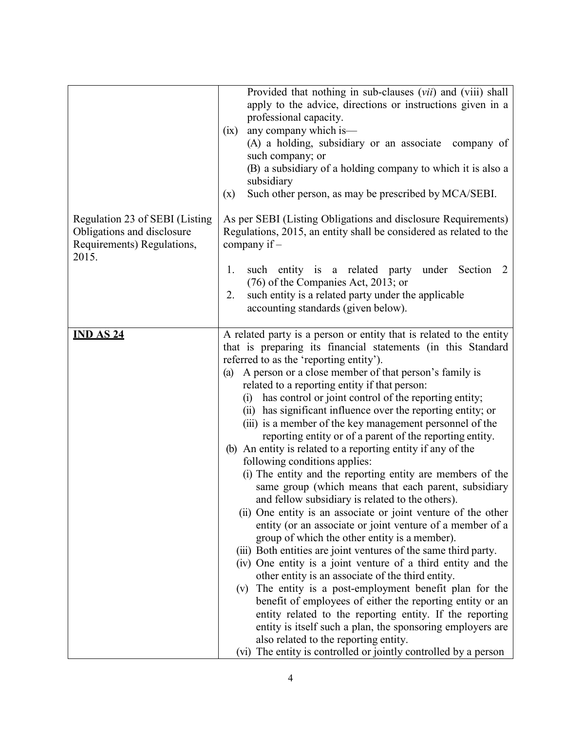| | |
|---|---|
| | Provided that nothing in sub-clauses (*vii*) and (viii) shall apply to the advice, directions or instructions given in a professional capacity.<br>(ix) any company which is—<br>(A) a holding, subsidiary or an associate company of such company; or<br>(B) a subsidiary of a holding company to which it is also a subsidiary<br>(x) Such other person, as may be prescribed by MCA/SEBI. |
| Regulation 23 of SEBI (Listing Obligations and disclosure Requirements) Regulations, 2015. | As per SEBI (Listing Obligations and disclosure Requirements) Regulations, 2015, an entity shall be considered as related to the company if –<br>1. such entity is a related party under Section 2 (76) of the Companies Act, 2013; or<br>2. such entity is a related party under the applicable accounting standards (given below). |
| **<u>IND AS 24</u>** | A related party is a person or entity that is related to the entity that is preparing its financial statements (in this Standard referred to as the 'reporting entity').<br>(a) A person or a close member of that person's family is related to a reporting entity if that person:<br>(i) has control or joint control of the reporting entity;<br>(ii) has significant influence over the reporting entity; or<br>(iii) is a member of the key management personnel of the reporting entity or of a parent of the reporting entity.<br>(b) An entity is related to a reporting entity if any of the following conditions applies:<br>(i) The entity and the reporting entity are members of the same group (which means that each parent, subsidiary and fellow subsidiary is related to the others).<br>(ii) One entity is an associate or joint venture of the other entity (or an associate or joint venture of a member of a group of which the other entity is a member).<br>(iii) Both entities are joint ventures of the same third party.<br>(iv) One entity is a joint venture of a third entity and the other entity is an associate of the third entity.<br>(v) The entity is a post-employment benefit plan for the benefit of employees of either the reporting entity or an entity related to the reporting entity. If the reporting entity is itself such a plan, the sponsoring employers are also related to the reporting entity.<br>(vi) The entity is controlled or jointly controlled by a person |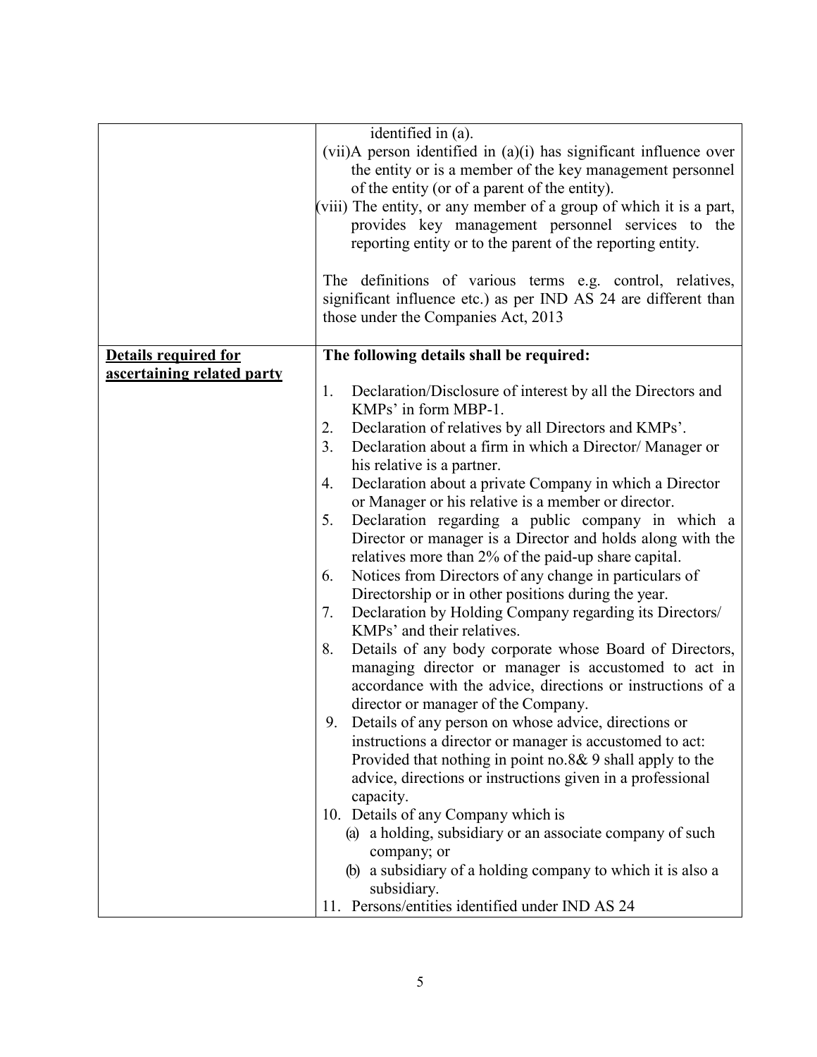| | |
|---|---|
| | identified in (a).<br>(vii)A person identified in (a)(i) has significant influence over the entity or is a member of the key management personnel of the entity (or of a parent of the entity).<br>(viii) The entity, or any member of a group of which it is a part, provides key management personnel services to the reporting entity or to the parent of the reporting entity.<br><br>The definitions of various terms e.g. control, relatives, significant influence etc.) as per IND AS 24 are different than those under the Companies Act, 2013 |
| **<u>Details required for ascertaining related party</u>** | **The following details shall be required:**<br><br>1. Declaration/Disclosure of interest by all the Directors and KMPs' in form MBP-1.<br>2. Declaration of relatives by all Directors and KMPs'.<br>3. Declaration about a firm in which a Director/ Manager or his relative is a partner.<br>4. Declaration about a private Company in which a Director or Manager or his relative is a member or director.<br>5. Declaration regarding a public company in which a Director or manager is a Director and holds along with the relatives more than 2% of the paid-up share capital.<br>6. Notices from Directors of any change in particulars of Directorship or in other positions during the year.<br>7. Declaration by Holding Company regarding its Directors/ KMPs' and their relatives.<br>8. Details of any body corporate whose Board of Directors, managing director or manager is accustomed to act in accordance with the advice, directions or instructions of a director or manager of the Company.<br>9. Details of any person on whose advice, directions or instructions a director or manager is accustomed to act: Provided that nothing in point no.8& 9 shall apply to the advice, directions or instructions given in a professional capacity.<br>10. Details of any Company which is<br>(a) a holding, subsidiary or an associate company of such company; or<br>(b) a subsidiary of a holding company to which it is also a subsidiary.<br>11. Persons/entities identified under IND AS 24 |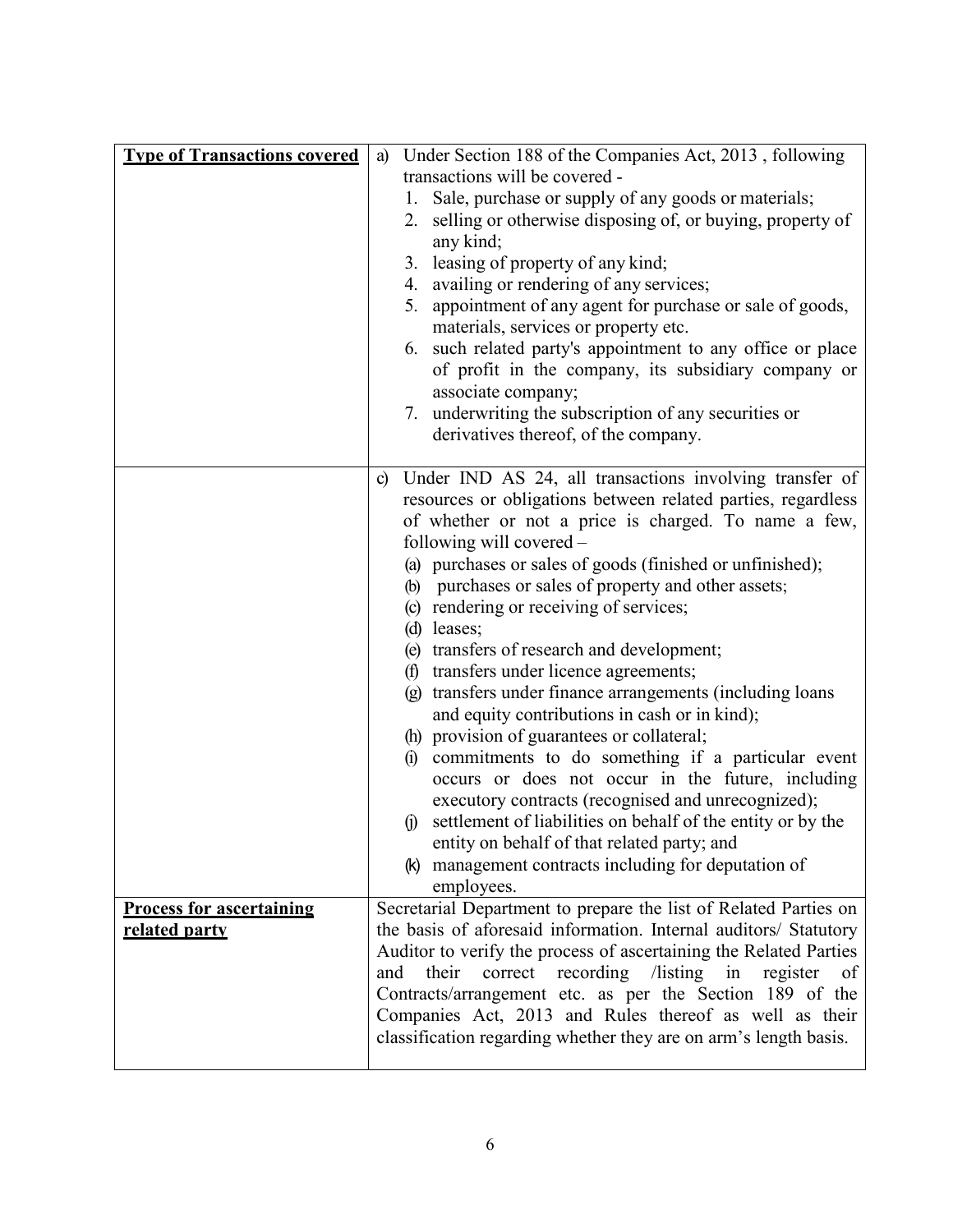| **Type of Transactions covered** | a) Under Section 188 of the Companies Act, 2013 , following transactions will be covered - <br>1. Sale, purchase or supply of any goods or materials; <br>2. selling or otherwise disposing of, or buying, property of any kind; <br>3. leasing of property of any kind; <br>4. availing or rendering of any services; <br>5. appointment of any agent for purchase or sale of goods, materials, services or property etc. <br>6. such related party's appointment to any office or place of profit in the company, its subsidiary company or associate company; <br>7. underwriting the subscription of any securities or derivatives thereof, of the company. |
|---|---|
| | c) Under IND AS 24, all transactions involving transfer of resources or obligations between related parties, regardless of whether or not a price is charged. To name a few, following will covered – <br>(a) purchases or sales of goods (finished or unfinished); <br>(b) purchases or sales of property and other assets; <br>(c) rendering or receiving of services; <br>(d) leases; <br>(e) transfers of research and development; <br>(f) transfers under licence agreements; <br>(g) transfers under finance arrangements (including loans and equity contributions in cash or in kind); <br>(h) provision of guarantees or collateral; <br>(i) commitments to do something if a particular event occurs or does not occur in the future, including executory contracts (recognised and unrecognized); <br>(j) settlement of liabilities on behalf of the entity or by the entity on behalf of that related party; and <br>(k) management contracts including for deputation of employees. |
| **Process for ascertaining related party** | Secretarial Department to prepare the list of Related Parties on the basis of aforesaid information. Internal auditors/ Statutory Auditor to verify the process of ascertaining the Related Parties and their correct recording /listing in register of Contracts/arrangement etc. as per the Section 189 of the Companies Act, 2013 and Rules thereof as well as their classification regarding whether they are on arm's length basis. |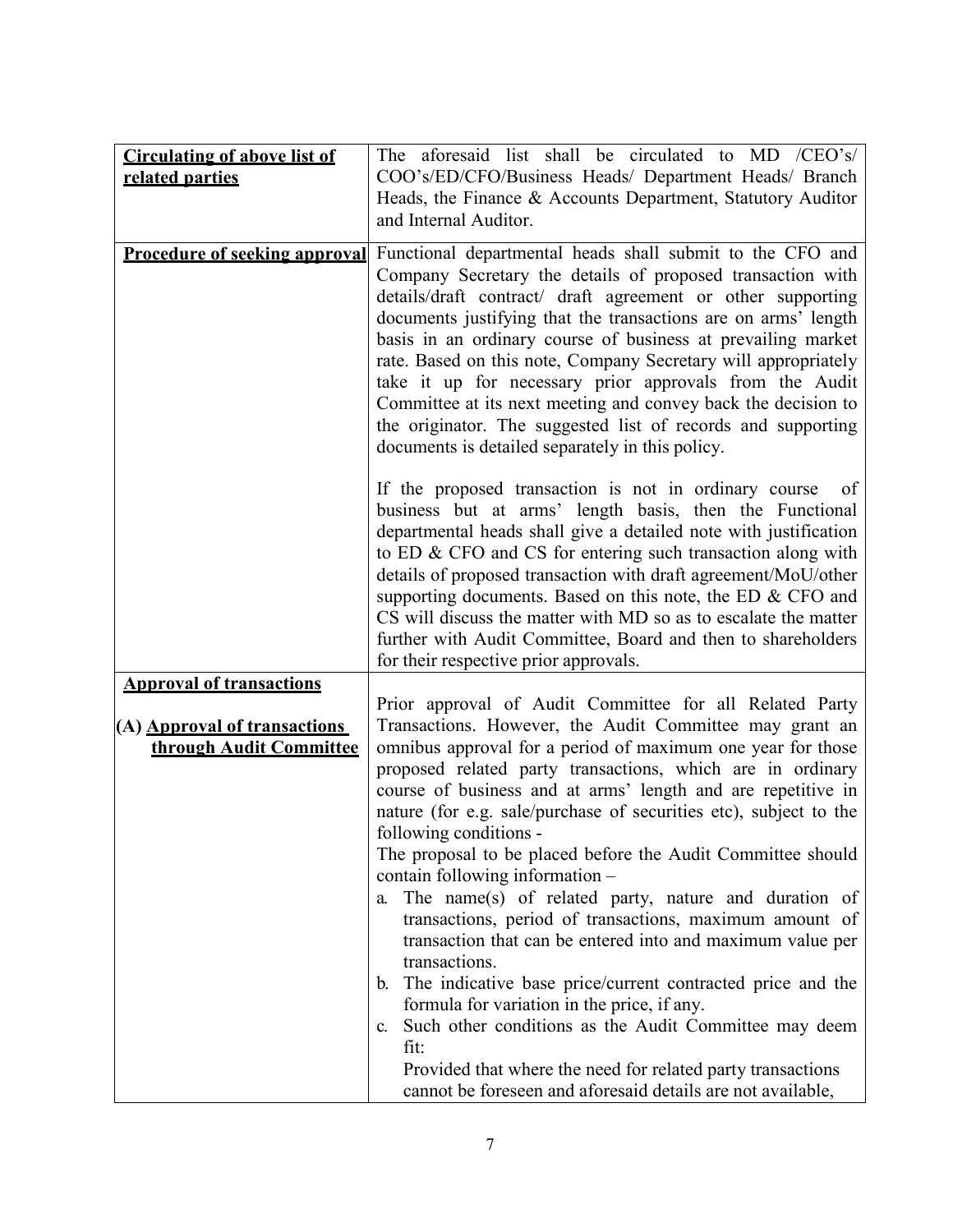| | |
|---|---|
| **<u>Circulating of above list of related parties</u>** | The aforesaid list shall be circulated to MD /CEO's/ COO's/ED/CFO/Business Heads/ Department Heads/ Branch Heads, the Finance & Accounts Department, Statutory Auditor and Internal Auditor. |
| **<u>Procedure of seeking approval</u>** | Functional departmental heads shall submit to the CFO and Company Secretary the details of proposed transaction with details/draft contract/ draft agreement or other supporting documents justifying that the transactions are on arms' length basis in an ordinary course of business at prevailing market rate. Based on this note, Company Secretary will appropriately take it up for necessary prior approvals from the Audit Committee at its next meeting and convey back the decision to the originator. The suggested list of records and supporting documents is detailed separately in this policy.<br><br>If the proposed transaction is not in ordinary course of business but at arms' length basis, then the Functional departmental heads shall give a detailed note with justification to ED & CFO and CS for entering such transaction along with details of proposed transaction with draft agreement/MoU/other supporting documents. Based on this note, the ED & CFO and CS will discuss the matter with MD so as to escalate the matter further with Audit Committee, Board and then to shareholders for their respective prior approvals. |
| **<u>Approval of transactions</u>**<br><br>**(A) <u>Approval of transactions through Audit Committee</u>** | Prior approval of Audit Committee for all Related Party Transactions. However, the Audit Committee may grant an omnibus approval for a period of maximum one year for those proposed related party transactions, which are in ordinary course of business and at arms' length and are repetitive in nature (for e.g. sale/purchase of securities etc), subject to the following conditions -<br>The proposal to be placed before the Audit Committee should contain following information –<br>a. The name(s) of related party, nature and duration of transactions, period of transactions, maximum amount of transaction that can be entered into and maximum value per transactions.<br>b. The indicative base price/current contracted price and the formula for variation in the price, if any.<br>c. Such other conditions as the Audit Committee may deem fit:<br>Provided that where the need for related party transactions cannot be foreseen and aforesaid details are not available, |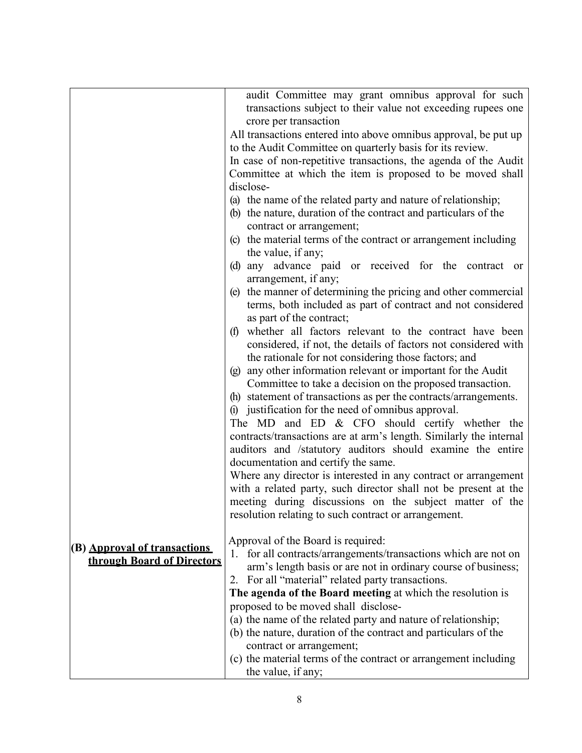| | |
|---|---|
| | audit Committee may grant omnibus approval for such transactions subject to their value not exceeding rupees one crore per transaction<br>All transactions entered into above omnibus approval, be put up to the Audit Committee on quarterly basis for its review.<br>In case of non-repetitive transactions, the agenda of the Audit Committee at which the item is proposed to be moved shall disclose-<br>(a) the name of the related party and nature of relationship;<br>(b) the nature, duration of the contract and particulars of the contract or arrangement;<br>(c) the material terms of the contract or arrangement including the value, if any;<br>(d) any advance paid or received for the contract or arrangement, if any;<br>(e) the manner of determining the pricing and other commercial terms, both included as part of contract and not considered as part of the contract;<br>(f) whether all factors relevant to the contract have been considered, if not, the details of factors not considered with the rationale for not considering those factors; and<br>(g) any other information relevant or important for the Audit Committee to take a decision on the proposed transaction.<br>(h) statement of transactions as per the contracts/arrangements.<br>(i) justification for the need of omnibus approval.<br>The MD and ED & CFO should certify whether the contracts/transactions are at arm's length. Similarly the internal auditors and /statutory auditors should examine the entire documentation and certify the same.<br>Where any director is interested in any contract or arrangement with a related party, such director shall not be present at the meeting during discussions on the subject matter of the resolution relating to such contract or arrangement. |
| **(B) <u>Approval of transactions through Board of Directors</u>** | Approval of the Board is required:<br>1. for all contracts/arrangements/transactions which are not on arm's length basis or are not in ordinary course of business;<br>2. For all "material" related party transactions.<br>**The agenda of the Board meeting** at which the resolution is proposed to be moved shall disclose-<br>(a) the name of the related party and nature of relationship;<br>(b) the nature, duration of the contract and particulars of the contract or arrangement;<br>(c) the material terms of the contract or arrangement including the value, if any; |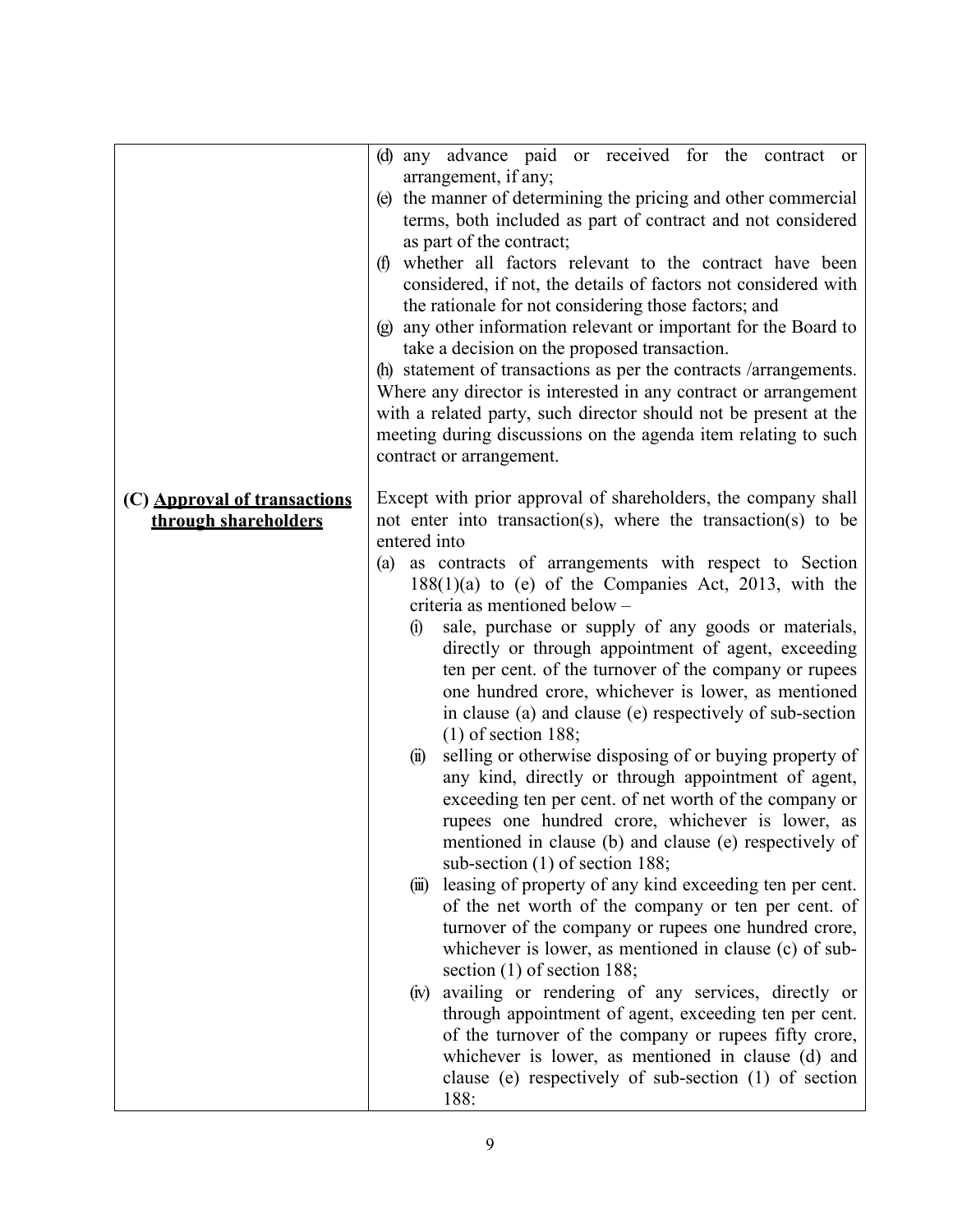| | |
|---|---|
| | (d) any advance paid or received for the contract or arrangement, if any;<br>(e) the manner of determining the pricing and other commercial terms, both included as part of contract and not considered as part of the contract;<br>(f) whether all factors relevant to the contract have been considered, if not, the details of factors not considered with the rationale for not considering those factors; and<br>(g) any other information relevant or important for the Board to take a decision on the proposed transaction.<br>(h) statement of transactions as per the contracts /arrangements.<br>Where any director is interested in any contract or arrangement with a related party, such director should not be present at the meeting during discussions on the agenda item relating to such contract or arrangement. |
| **(C) <u>Approval of transactions through shareholders</u>** | Except with prior approval of shareholders, the company shall not enter into transaction(s), where the transaction(s) to be entered into<br>(a) as contracts of arrangements with respect to Section 188(1)(a) to (e) of the Companies Act, 2013, with the criteria as mentioned below –<br>(i) sale, purchase or supply of any goods or materials, directly or through appointment of agent, exceeding ten per cent. of the turnover of the company or rupees one hundred crore, whichever is lower, as mentioned in clause (a) and clause (e) respectively of sub-section (1) of section 188;<br>(ii) selling or otherwise disposing of or buying property of any kind, directly or through appointment of agent, exceeding ten per cent. of net worth of the company or rupees one hundred crore, whichever is lower, as mentioned in clause (b) and clause (e) respectively of sub-section (1) of section 188;<br>(iii) leasing of property of any kind exceeding ten per cent. of the net worth of the company or ten per cent. of turnover of the company or rupees one hundred crore, whichever is lower, as mentioned in clause (c) of sub-section (1) of section 188;<br>(iv) availing or rendering of any services, directly or through appointment of agent, exceeding ten per cent. of the turnover of the company or rupees fifty crore, whichever is lower, as mentioned in clause (d) and clause (e) respectively of sub-section (1) of section 188: |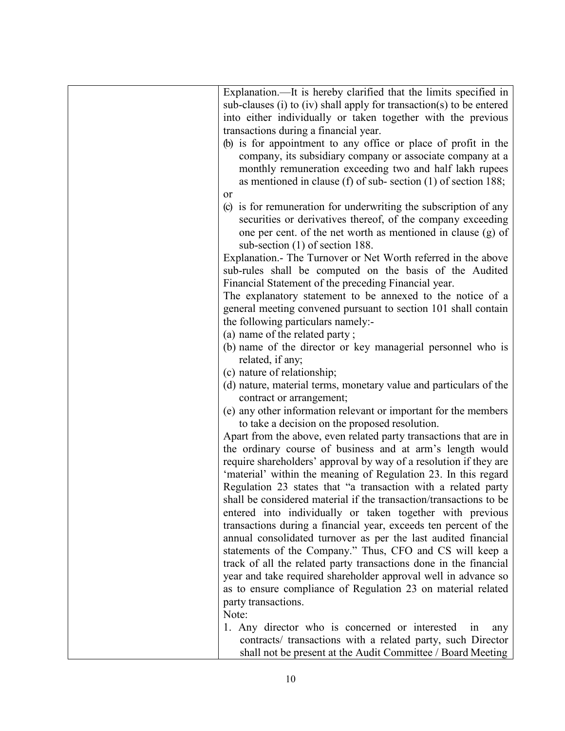| | Explanation.—It is hereby clarified that the limits specified in sub-clauses (i) to (iv) shall apply for transaction(s) to be entered into either individually or taken together with the previous transactions during a financial year.<br>(b) is for appointment to any office or place of profit in the company, its subsidiary company or associate company at a monthly remuneration exceeding two and half lakh rupees as mentioned in clause (f) of sub- section (1) of section 188;<br>or<br>(c) is for remuneration for underwriting the subscription of any securities or derivatives thereof, of the company exceeding one per cent. of the net worth as mentioned in clause (g) of sub-section (1) of section 188.<br>Explanation.- The Turnover or Net Worth referred in the above sub-rules shall be computed on the basis of the Audited Financial Statement of the preceding Financial year.<br>The explanatory statement to be annexed to the notice of a general meeting convened pursuant to section 101 shall contain the following particulars namely:-<br>(a) name of the related party ;<br>(b) name of the director or key managerial personnel who is related, if any;<br>(c) nature of relationship;<br>(d) nature, material terms, monetary value and particulars of the contract or arrangement;<br>(e) any other information relevant or important for the members to take a decision on the proposed resolution.<br>Apart from the above, even related party transactions that are in the ordinary course of business and at arm's length would require shareholders' approval by way of a resolution if they are 'material' within the meaning of Regulation 23. In this regard Regulation 23 states that "a transaction with a related party shall be considered material if the transaction/transactions to be entered into individually or taken together with previous transactions during a financial year, exceeds ten percent of the annual consolidated turnover as per the last audited financial statements of the Company." Thus, CFO and CS will keep a track of all the related party transactions done in the financial year and take required shareholder approval well in advance so as to ensure compliance of Regulation 23 on material related party transactions.<br>Note:<br>1. Any director who is concerned or interested in any contracts/ transactions with a related party, such Director shall not be present at the Audit Committee / Board Meeting |
|---|---|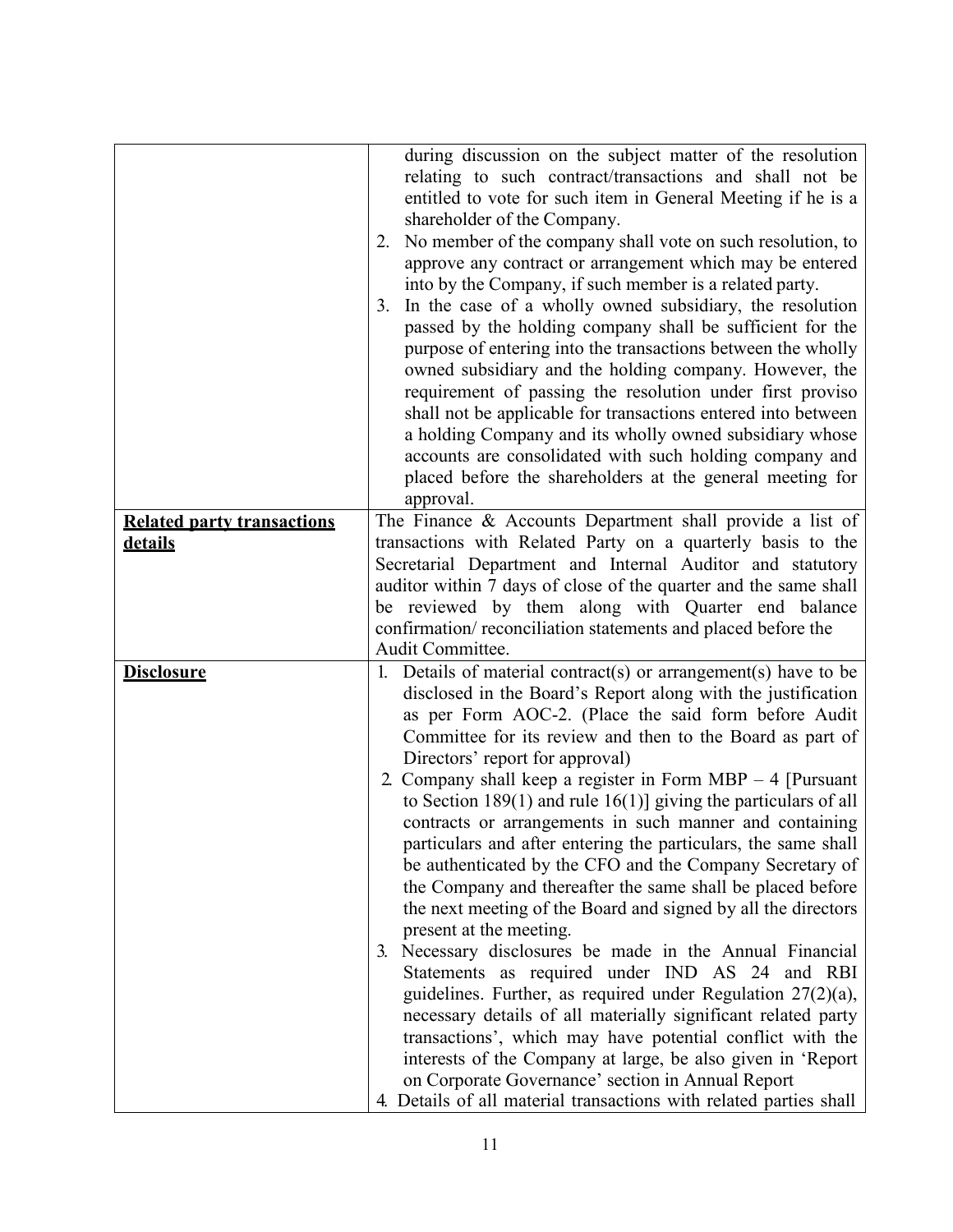| | |
|---|---|
| | during discussion on the subject matter of the resolution relating to such contract/transactions and shall not be entitled to vote for such item in General Meeting if he is a shareholder of the Company.<br>2. No member of the company shall vote on such resolution, to approve any contract or arrangement which may be entered into by the Company, if such member is a related party.<br>3. In the case of a wholly owned subsidiary, the resolution passed by the holding company shall be sufficient for the purpose of entering into the transactions between the wholly owned subsidiary and the holding company. However, the requirement of passing the resolution under first proviso shall not be applicable for transactions entered into between a holding Company and its wholly owned subsidiary whose accounts are consolidated with such holding company and placed before the shareholders at the general meeting for approval. |
| **Related party transactions details** | The Finance & Accounts Department shall provide a list of transactions with Related Party on a quarterly basis to the Secretarial Department and Internal Auditor and statutory auditor within 7 days of close of the quarter and the same shall be reviewed by them along with Quarter end balance confirmation/ reconciliation statements and placed before the Audit Committee. |
| **Disclosure** | 1. Details of material contract(s) or arrangement(s) have to be disclosed in the Board's Report along with the justification as per Form AOC-2. (Place the said form before Audit Committee for its review and then to the Board as part of Directors' report for approval)<br>2. Company shall keep a register in Form MBP – 4 [Pursuant to Section 189(1) and rule 16(1)] giving the particulars of all contracts or arrangements in such manner and containing particulars and after entering the particulars, the same shall be authenticated by the CFO and the Company Secretary of the Company and thereafter the same shall be placed before the next meeting of the Board and signed by all the directors present at the meeting.<br>3. Necessary disclosures be made in the Annual Financial Statements as required under IND AS 24 and RBI guidelines. Further, as required under Regulation 27(2)(a), necessary details of all materially significant related party transactions', which may have potential conflict with the interests of the Company at large, be also given in 'Report on Corporate Governance' section in Annual Report<br>4. Details of all material transactions with related parties shall |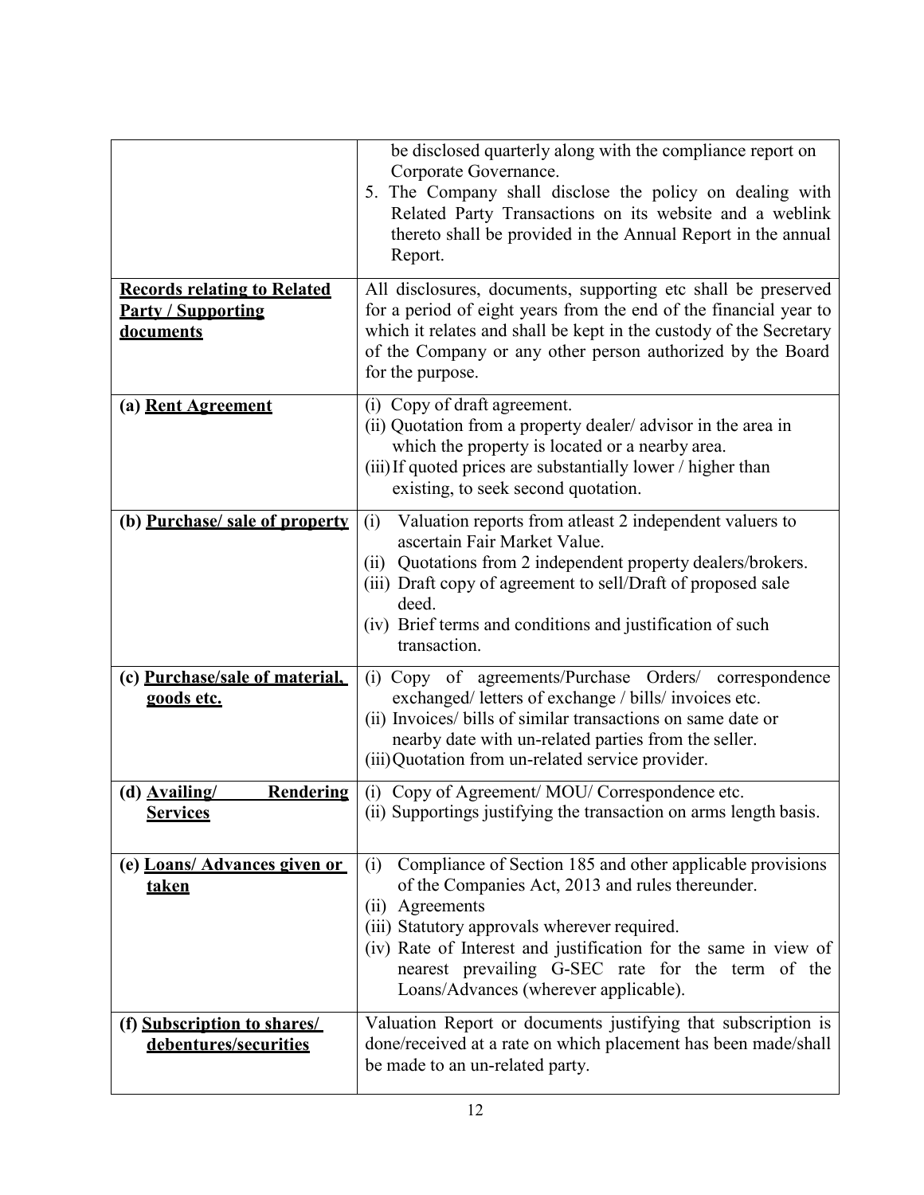| | |
|---|---|
| | be disclosed quarterly along with the compliance report on Corporate Governance.<br>5. The Company shall disclose the policy on dealing with Related Party Transactions on its website and a weblink thereto shall be provided in the Annual Report in the annual Report. |
| **<u>Records relating to Related Party / Supporting documents</u>** | All disclosures, documents, supporting etc shall be preserved for a period of eight years from the end of the financial year to which it relates and shall be kept in the custody of the Secretary of the Company or any other person authorized by the Board for the purpose. |
| **(a) <u>Rent Agreement</u>** | (i) Copy of draft agreement.<br>(ii) Quotation from a property dealer/ advisor in the area in which the property is located or a nearby area.<br>(iii) If quoted prices are substantially lower / higher than existing, to seek second quotation. |
| **(b) <u>Purchase/ sale of property</u>** | (i) Valuation reports from atleast 2 independent valuers to ascertain Fair Market Value.<br>(ii) Quotations from 2 independent property dealers/brokers.<br>(iii) Draft copy of agreement to sell/Draft of proposed sale deed.<br>(iv) Brief terms and conditions and justification of such transaction. |
| **(c) <u>Purchase/sale of material, goods etc.</u>** | (i) Copy of agreements/Purchase Orders/ correspondence exchanged/ letters of exchange / bills/ invoices etc.<br>(ii) Invoices/ bills of similar transactions on same date or nearby date with un-related parties from the seller.<br>(iii) Quotation from un-related service provider. |
| **(d) <u>Availing/ Rendering Services</u>** | (i) Copy of Agreement/ MOU/ Correspondence etc.<br>(ii) Supportings justifying the transaction on arms length basis. |
| **(e) <u>Loans/ Advances given or taken</u>** | (i) Compliance of Section 185 and other applicable provisions of the Companies Act, 2013 and rules thereunder.<br>(ii) Agreements<br>(iii) Statutory approvals wherever required.<br>(iv) Rate of Interest and justification for the same in view of nearest prevailing G-SEC rate for the term of the Loans/Advances (wherever applicable). |
| **(f) <u>Subscription to shares/ debentures/securities</u>** | Valuation Report or documents justifying that subscription is done/received at a rate on which placement has been made/shall be made to an un-related party. |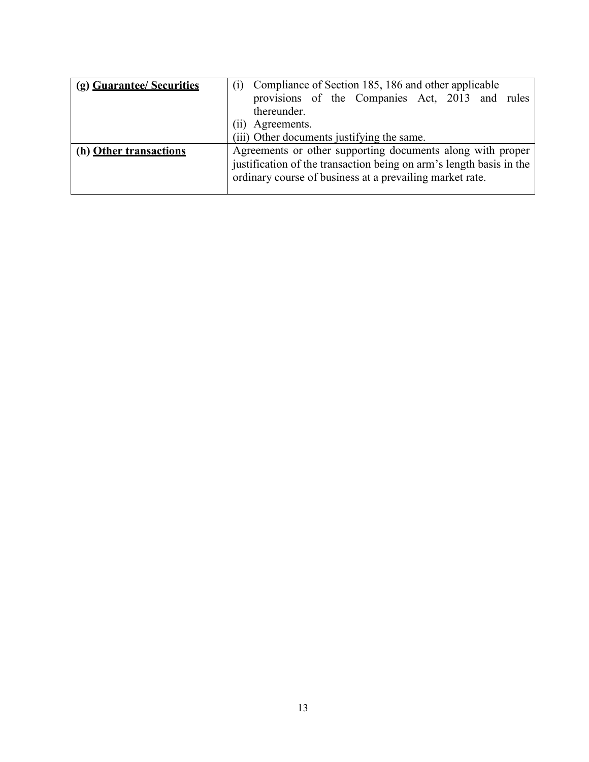| | |
|---|---|
| (g) **Guarantee/ Securities** | (i) Compliance of Section 185, 186 and other applicable provisions of the Companies Act, 2013 and rules thereunder.<br>(ii) Agreements.<br>(iii) Other documents justifying the same. |
| (h) **Other transactions** | Agreements or other supporting documents along with proper justification of the transaction being on arm's length basis in the ordinary course of business at a prevailing market rate. |